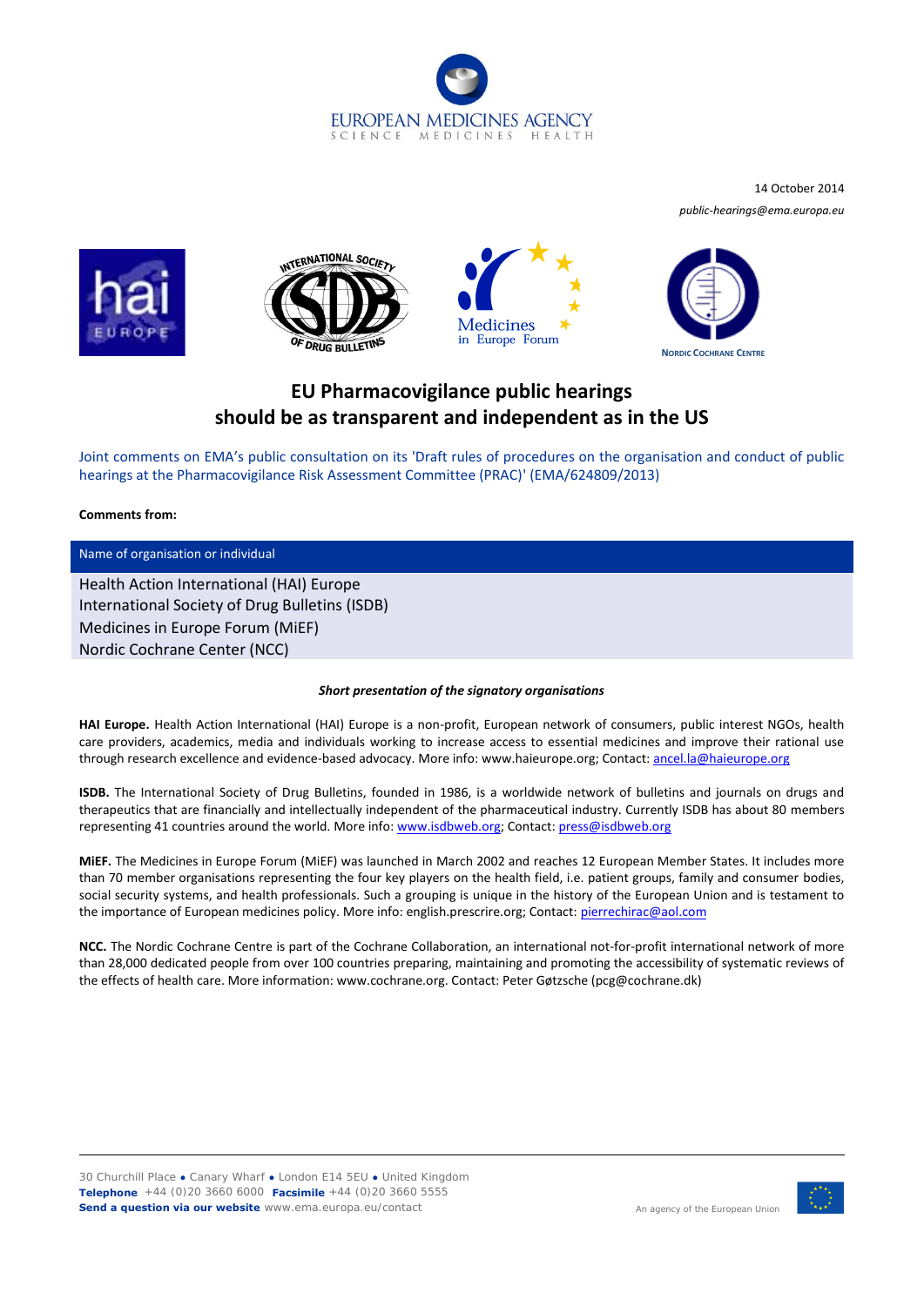EUROPEAN MEDICINES AGENCY
SCIENCE MEDICINES HEALTH

14 October 2014

*public-hearings@ema.europa.eu*

# EU Pharmacovigilance public hearings should be as transparent and independent as in the US

Joint comments on EMA's public consultation on its 'Draft rules of procedures on the organisation and conduct of public hearings at the Pharmacovigilance Risk Assessment Committee (PRAC)' (EMA/624809/2013)

**Comments from:**

| Name of organisation or individual |
| --- |
| Health Action International (HAI) Europe<br>International Society of Drug Bulletins (ISDB)<br>Medicines in Europe Forum (MiEF)<br>Nordic Cochrane Center (NCC) |

***Short presentation of the signatory organisations***

**HAI Europe.** Health Action International (HAI) Europe is a non-profit, European network of consumers, public interest NGOs, health care providers, academics, media and individuals working to increase access to essential medicines and improve their rational use through research excellence and evidence-based advocacy. More info: www.haieurope.org; Contact: ancel.la@haieurope.org

**ISDB.** The International Society of Drug Bulletins, founded in 1986, is a worldwide network of bulletins and journals on drugs and therapeutics that are financially and intellectually independent of the pharmaceutical industry. Currently ISDB has about 80 members representing 41 countries around the world. More info: www.isdbweb.org; Contact: press@isdbweb.org

**MiEF.** The Medicines in Europe Forum (MiEF) was launched in March 2002 and reaches 12 European Member States. It includes more than 70 member organisations representing the four key players on the health field, i.e. patient groups, family and consumer bodies, social security systems, and health professionals. Such a grouping is unique in the history of the European Union and is testament to the importance of European medicines policy. More info: english.prescrire.org; Contact: pierrechirac@aol.com

**NCC.** The Nordic Cochrane Centre is part of the Cochrane Collaboration, an international not-for-profit international network of more than 28,000 dedicated people from over 100 countries preparing, maintaining and promoting the accessibility of systematic reviews of the effects of health care. More information: www.cochrane.org. Contact: Peter Gøtzsche (pcg@cochrane.dk)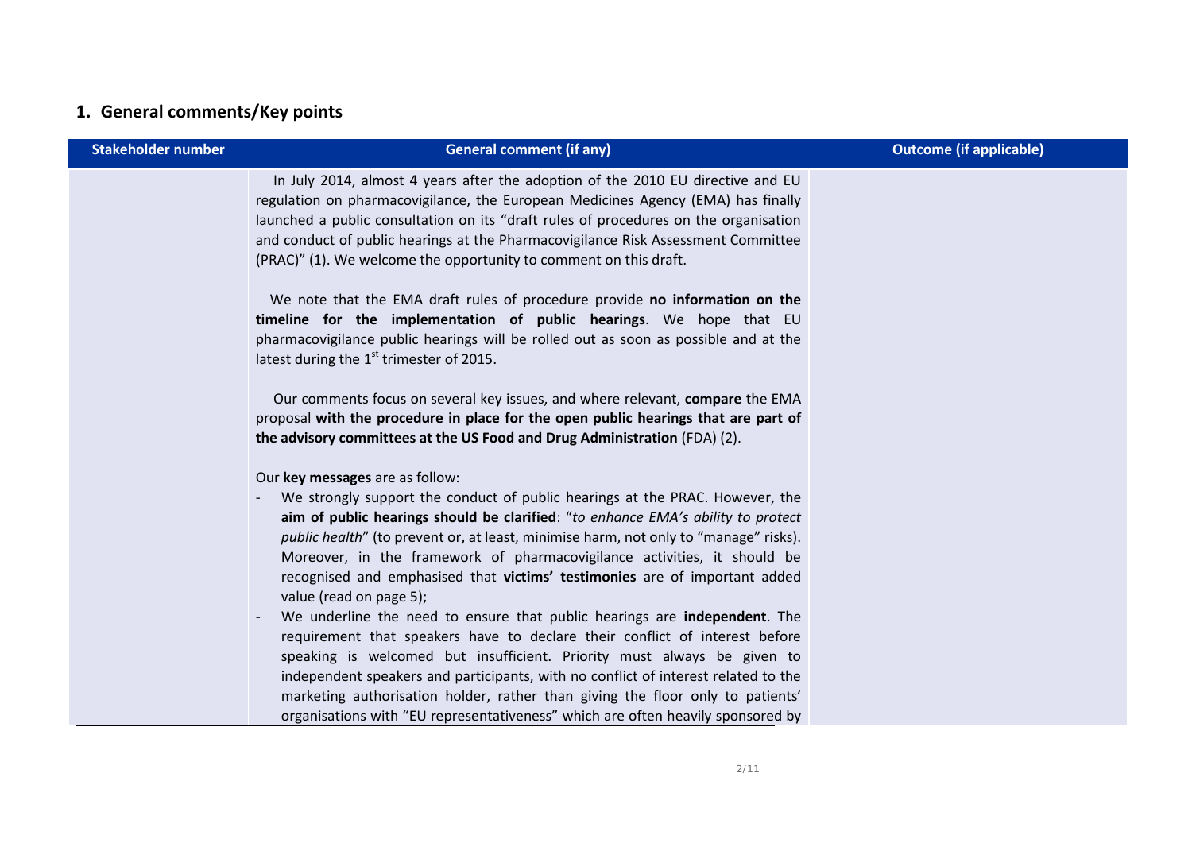## 1. General comments/Key points

| Stakeholder number | General comment (if any) | Outcome (if applicable) |
| --- | --- | --- |
| | In July 2014, almost 4 years after the adoption of the 2010 EU directive and EU regulation on pharmacovigilance, the European Medicines Agency (EMA) has finally launched a public consultation on its "draft rules of procedures on the organisation and conduct of public hearings at the Pharmacovigilance Risk Assessment Committee (PRAC)" (1). We welcome the opportunity to comment on this draft.<br><br>We note that the EMA draft rules of procedure provide **no information on the timeline for the implementation of public hearings**. We hope that EU pharmacovigilance public hearings will be rolled out as soon as possible and at the latest during the 1st trimester of 2015.<br><br>Our comments focus on several key issues, and where relevant, **compare** the EMA proposal **with the procedure in place for the open public hearings that are part of the advisory committees at the US Food and Drug Administration** (FDA) (2).<br><br>Our **key messages** are as follow:<br>- We strongly support the conduct of public hearings at the PRAC. However, the **aim of public hearings should be clarified**: "*to enhance EMA's ability to protect public health*" (to prevent or, at least, minimise harm, not only to "manage" risks). Moreover, in the framework of pharmacovigilance activities, it should be recognised and emphasised that **victims' testimonies** are of important added value (read on page 5);<br>- We underline the need to ensure that public hearings are **independent**. The requirement that speakers have to declare their conflict of interest before speaking is welcomed but insufficient. Priority must always be given to independent speakers and participants, with no conflict of interest related to the marketing authorisation holder, rather than giving the floor only to patients' organisations with "EU representativeness" which are often heavily sponsored by | |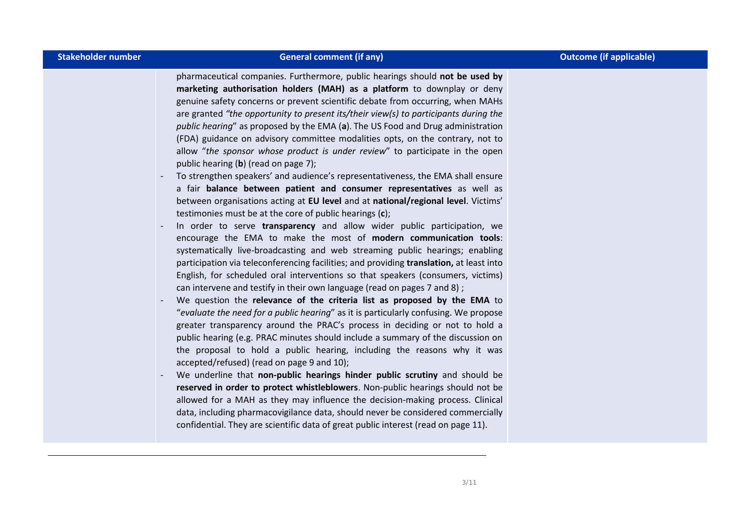| Stakeholder number | General comment (if any) | Outcome (if applicable) |
|---|---|---|
| | pharmaceutical companies. Furthermore, public hearings should **not be used by marketing authorisation holders (MAH) as a platform** to downplay or deny genuine safety concerns or prevent scientific debate from occurring, when MAHs are granted *"the opportunity to present its/their view(s) to participants during the public hearing*" as proposed by the EMA (**a**). The US Food and Drug administration (FDA) guidance on advisory committee modalities opts, on the contrary, not to allow "*the sponsor whose product is under review*" to participate in the open public hearing (**b**) (read on page 7);<br>- To strengthen speakers' and audience's representativeness, the EMA shall ensure a fair **balance between patient and consumer representatives** as well as between organisations acting at **EU level** and at **national/regional level**. Victims' testimonies must be at the core of public hearings (**c**);<br>- In order to serve **transparency** and allow wider public participation, we encourage the EMA to make the most of **modern communication tools**: systematically live-broadcasting and web streaming public hearings; enabling participation via teleconferencing facilities; and providing **translation,** at least into English, for scheduled oral interventions so that speakers (consumers, victims) can intervene and testify in their own language (read on pages 7 and 8) ;<br>- We question the **relevance of the criteria list as proposed by the EMA** to "*evaluate the need for a public hearing*" as it is particularly confusing. We propose greater transparency around the PRAC's process in deciding or not to hold a public hearing (e.g. PRAC minutes should include a summary of the discussion on the proposal to hold a public hearing, including the reasons why it was accepted/refused) (read on page 9 and 10);<br>- We underline that **non-public hearings hinder public scrutiny** and should be **reserved in order to protect whistleblowers**. Non-public hearings should not be allowed for a MAH as they may influence the decision-making process. Clinical data, including pharmacovigilance data, should never be considered commercially confidential. They are scientific data of great public interest (read on page 11). | |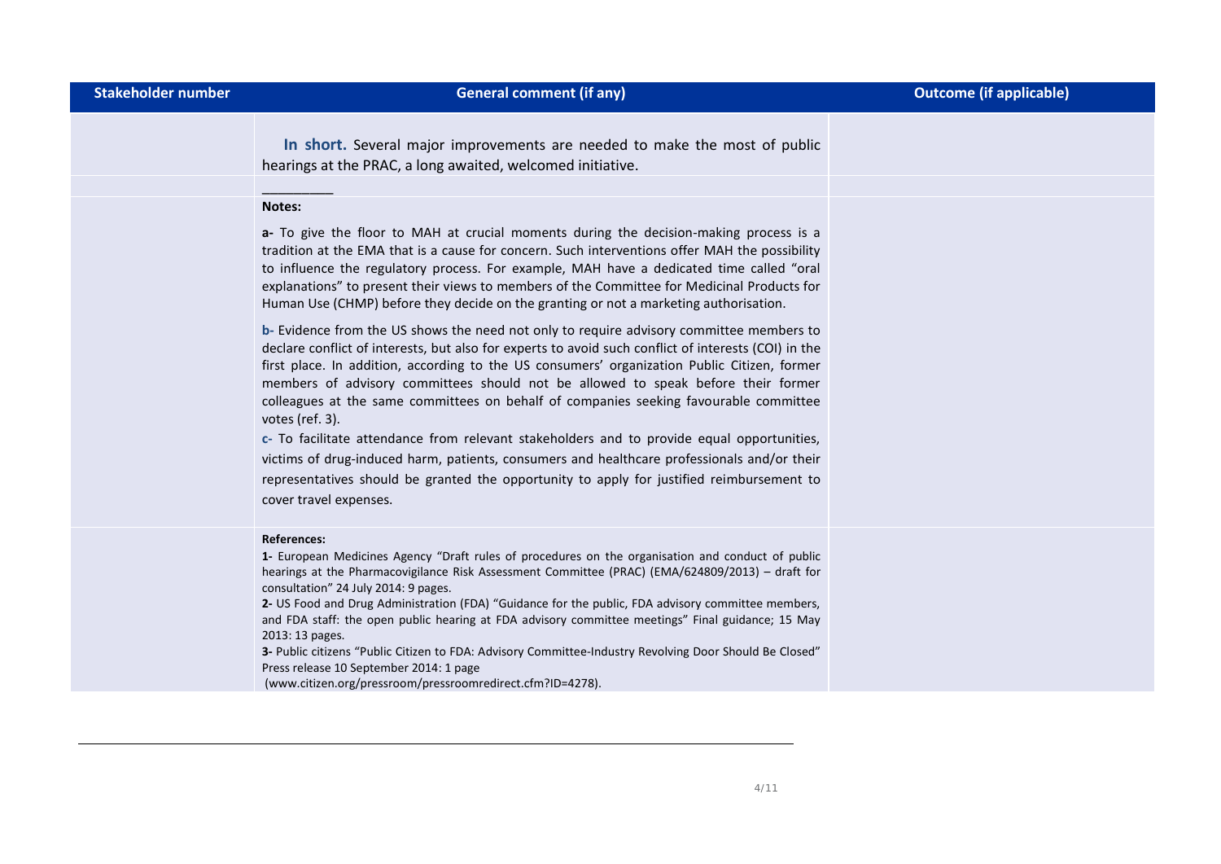| Stakeholder number | General comment (if any) | Outcome (if applicable) |
|---|---|---|
| | **In short.** Several major improvements are needed to make the most of public hearings at the PRAC, a long awaited, welcomed initiative. | |
| | _________ | |
| | **Notes:**<br><br>**a-** To give the floor to MAH at crucial moments during the decision-making process is a tradition at the EMA that is a cause for concern. Such interventions offer MAH the possibility to influence the regulatory process. For example, MAH have a dedicated time called "oral explanations" to present their views to members of the Committee for Medicinal Products for Human Use (CHMP) before they decide on the granting or not a marketing authorisation.<br><br>**b-** Evidence from the US shows the need not only to require advisory committee members to declare conflict of interests, but also for experts to avoid such conflict of interests (COI) in the first place. In addition, according to the US consumers' organization Public Citizen, former members of advisory committees should not be allowed to speak before their former colleagues at the same committees on behalf of companies seeking favourable committee votes (ref. 3).<br>**c-** To facilitate attendance from relevant stakeholders and to provide equal opportunities, victims of drug-induced harm, patients, consumers and healthcare professionals and/or their representatives should be granted the opportunity to apply for justified reimbursement to cover travel expenses. | |
| | **References:**<br>**1-** European Medicines Agency "Draft rules of procedures on the organisation and conduct of public hearings at the Pharmacovigilance Risk Assessment Committee (PRAC) (EMA/624809/2013) – draft for consultation" 24 July 2014: 9 pages.<br>**2-** US Food and Drug Administration (FDA) "Guidance for the public, FDA advisory committee members, and FDA staff: the open public hearing at FDA advisory committee meetings" Final guidance; 15 May 2013: 13 pages.<br>**3-** Public citizens "Public Citizen to FDA: Advisory Committee-Industry Revolving Door Should Be Closed" Press release 10 September 2014: 1 page<br>(www.citizen.org/pressroom/pressroomredirect.cfm?ID=4278). | |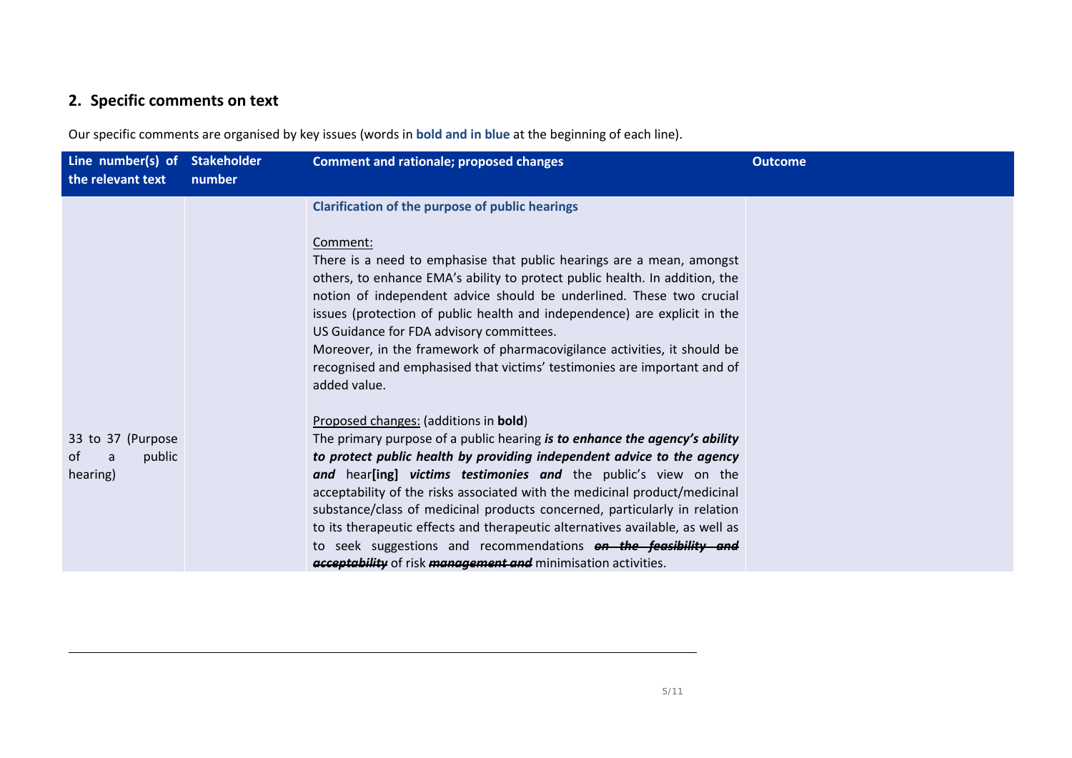## 2. Specific comments on text

Our specific comments are organised by key issues (words in **bold and in blue** at the beginning of each line).

| Line number(s) of the relevant text | Stakeholder number | Comment and rationale; proposed changes | Outcome |
|---|---|---|---|
| 33 to 37 (Purpose of a public hearing) | | **Clarification of the purpose of public hearings**<br><br>Comment:<br>There is a need to emphasise that public hearings are a mean, amongst others, to enhance EMA's ability to protect public health. In addition, the notion of independent advice should be underlined. These two crucial issues (protection of public health and independence) are explicit in the US Guidance for FDA advisory committees.<br>Moreover, in the framework of pharmacovigilance activities, it should be recognised and emphasised that victims' testimonies are important and of added value.<br><br>Proposed changes: (additions in **bold**)<br>The primary purpose of a public hearing ***is to enhance the agency's ability to protect public health by providing independent advice to the agency and*** hear**[ing]** ***victims testimonies and*** the public's view on the acceptability of the risks associated with the medicinal product/medicinal substance/class of medicinal products concerned, particularly in relation to its therapeutic effects and therapeutic alternatives available, as well as to seek suggestions and recommendations ~~***on the feasibility and acceptability***~~ of risk ~~***management and***~~ minimisation activities. | |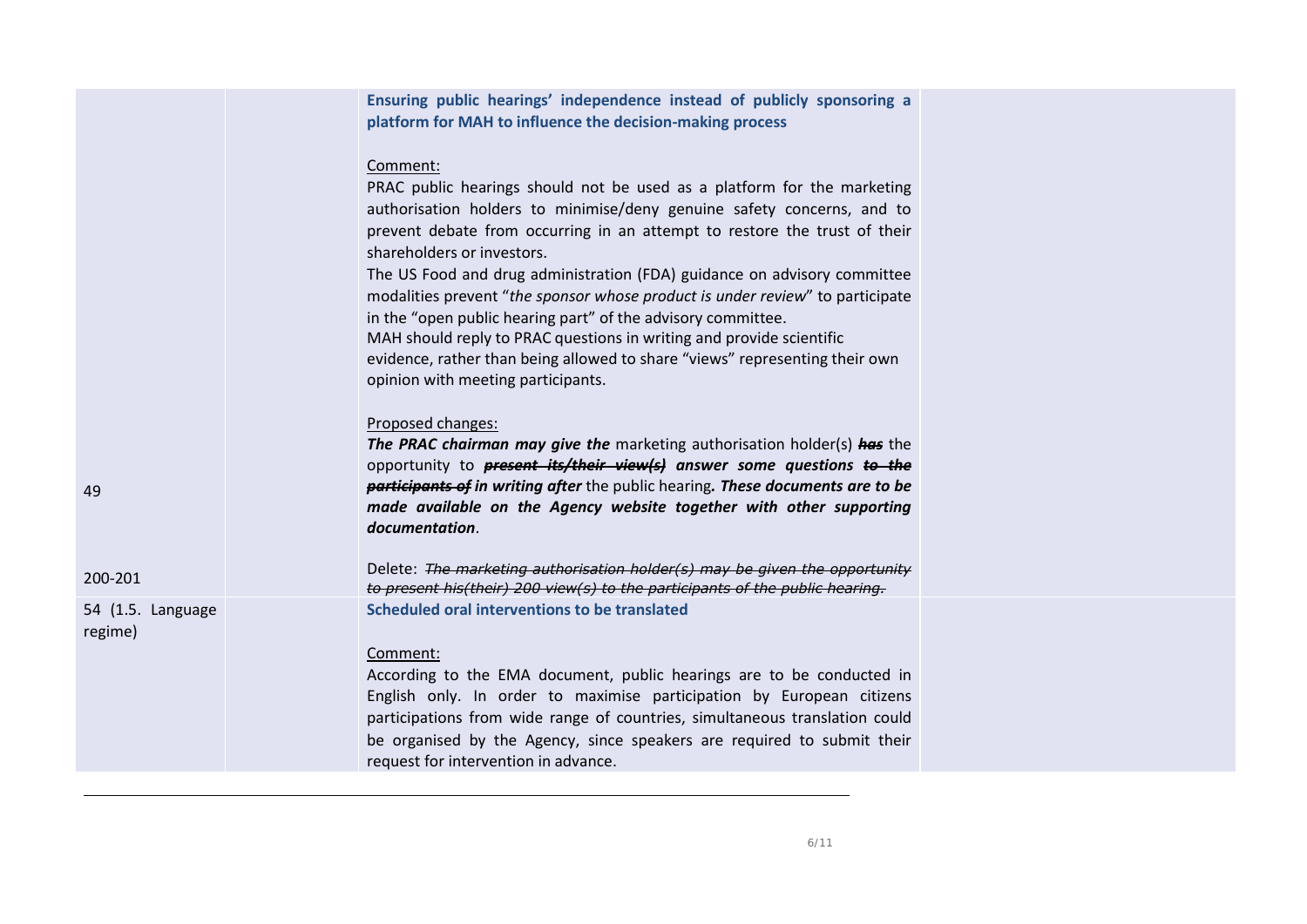| | | | |
|---|---|---|---|
| 49<br><br>200-201 | | **Ensuring public hearings' independence instead of publicly sponsoring a platform for MAH to influence the decision-making process**<br><br><u>Comment:</u><br>PRAC public hearings should not be used as a platform for the marketing authorisation holders to minimise/deny genuine safety concerns, and to prevent debate from occurring in an attempt to restore the trust of their shareholders or investors.<br>The US Food and drug administration (FDA) guidance on advisory committee modalities prevent "*the sponsor whose product is under review*" to participate in the "open public hearing part" of the advisory committee.<br>MAH should reply to PRAC questions in writing and provide scientific evidence, rather than being allowed to share "views" representing their own opinion with meeting participants.<br><br><u>Proposed changes:</u><br>***The PRAC chairman may give the*** marketing authorisation holder(s) ~~***has***~~ the opportunity to ~~***present its/their view(s)***~~ ***answer some questions*** ~~***to the participants of***~~ ***in writing after*** the public hearing***. These documents are to be made available on the Agency website together with other supporting documentation***.<br><br>Delete: ~~*The marketing authorisation holder(s) may be given the opportunity to present his(their) 200 view(s) to the participants of the public hearing.*~~ | |
| 54 (1.5. Language regime) | | **Scheduled oral interventions to be translated**<br><br><u>Comment:</u><br>According to the EMA document, public hearings are to be conducted in English only. In order to maximise participation by European citizens participations from wide range of countries, simultaneous translation could be organised by the Agency, since speakers are required to submit their request for intervention in advance. | |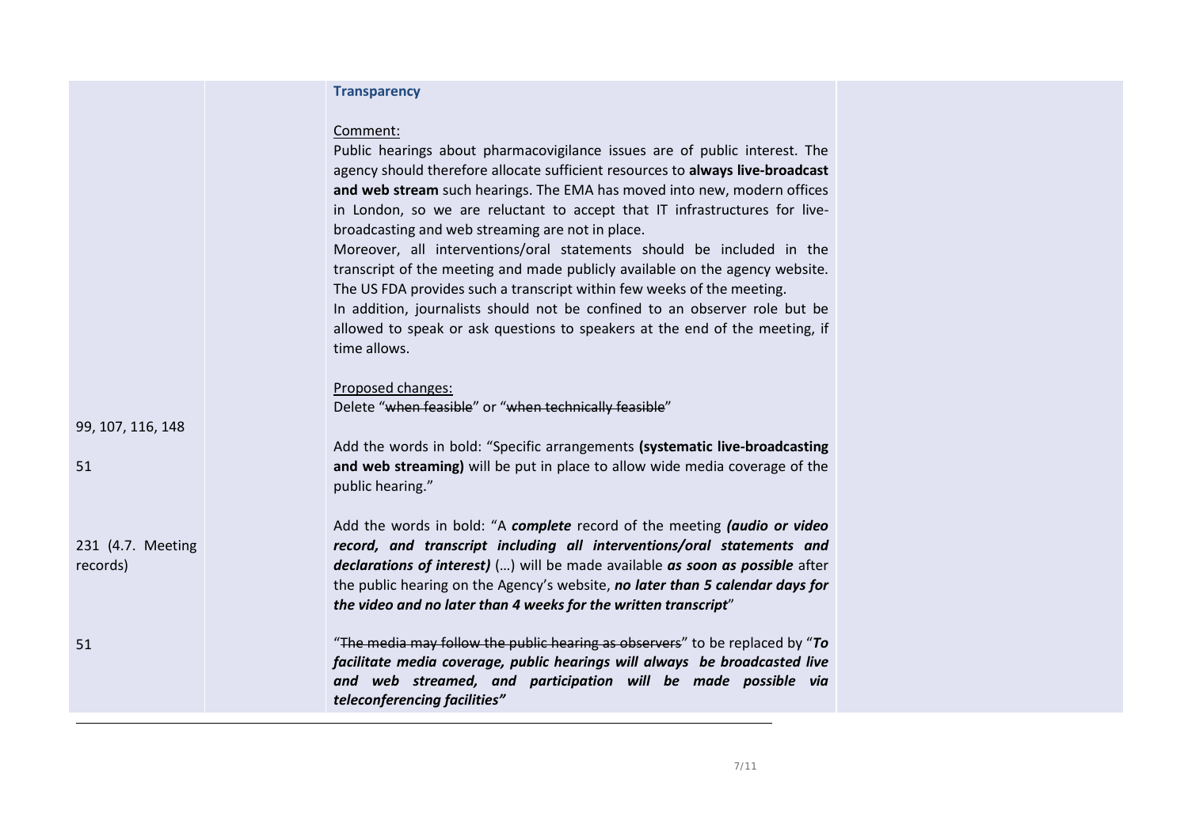| | | | |
|---|---|---|---|
| | | **Transparency**<br><br>Comment:<br>Public hearings about pharmacovigilance issues are of public interest. The agency should therefore allocate sufficient resources to **always live-broadcast and web stream** such hearings. The EMA has moved into new, modern offices in London, so we are reluctant to accept that IT infrastructures for live-broadcasting and web streaming are not in place.<br>Moreover, all interventions/oral statements should be included in the transcript of the meeting and made publicly available on the agency website. The US FDA provides such a transcript within few weeks of the meeting.<br>In addition, journalists should not be confined to an observer role but be allowed to speak or ask questions to speakers at the end of the meeting, if time allows.<br><br>Proposed changes: | |
| 99, 107, 116, 148 | | Delete "~~when feasible~~" or "~~when technically feasible~~" | |
| 51 | | Add the words in bold: "Specific arrangements **(systematic live-broadcasting and web streaming)** will be put in place to allow wide media coverage of the public hearing." | |
| 231 (4.7. Meeting records) | | Add the words in bold: "A ***complete*** record of the meeting ***(audio or video record, and transcript including all interventions/oral statements and declarations of interest)*** (…) will be made available ***as soon as possible*** after the public hearing on the Agency's website, ***no later than 5 calendar days for the video and no later than 4 weeks for the written transcript***" | |
| 51 | | "~~The media may follow the public hearing as observers~~" to be replaced by "***To facilitate media coverage, public hearings will always be broadcasted live and web streamed, and participation will be made possible via teleconferencing facilities"*** | |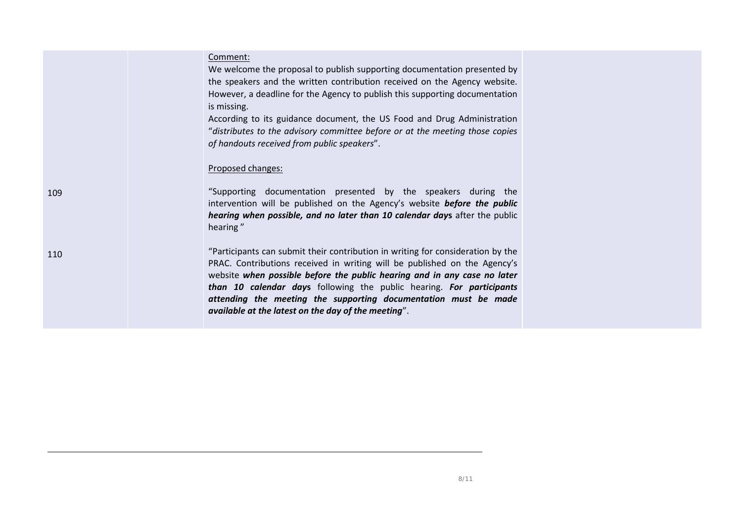| | | | |
|---|---|---|---|
| | | Comment:<br>We welcome the proposal to publish supporting documentation presented by the speakers and the written contribution received on the Agency website. However, a deadline for the Agency to publish this supporting documentation is missing.<br>According to its guidance document, the US Food and Drug Administration "*distributes to the advisory committee before or at the meeting those copies of handouts received from public speakers*".<br><br>Proposed changes: | |
| 109 | | "Supporting documentation presented by the speakers during the intervention will be published on the Agency's website ***before the public hearing when possible, and no later than 10 calendar days*** after the public hearing" | |
| 110 | | "Participants can submit their contribution in writing for consideration by the PRAC. Contributions received in writing will be published on the Agency's website ***when possible before the public hearing and in any case no later than 10 calendar days*** following the public hearing. ***For participants attending the meeting the supporting documentation must be made available at the latest on the day of the meeting***". | |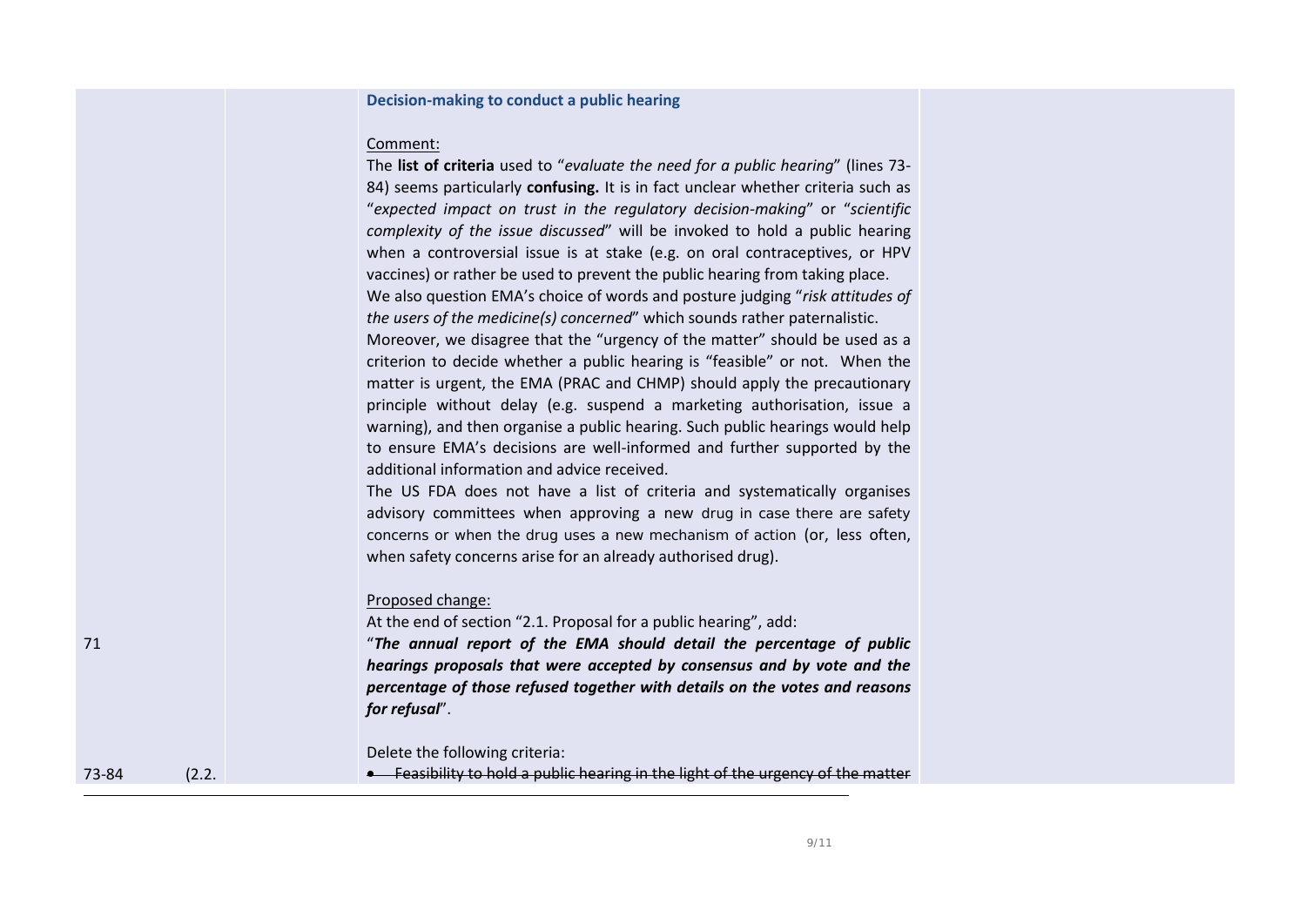| | | | |
|---|---|---|---|
| 71<br><br>73-84 | (2.2. | **Decision-making to conduct a public hearing**<br><br>Comment:<br>The **list of criteria** used to "*evaluate the need for a public hearing*" (lines 73-84) seems particularly **confusing.** It is in fact unclear whether criteria such as "*expected impact on trust in the regulatory decision-making*" or "*scientific complexity of the issue discussed*" will be invoked to hold a public hearing when a controversial issue is at stake (e.g. on oral contraceptives, or HPV vaccines) or rather be used to prevent the public hearing from taking place.<br>We also question EMA's choice of words and posture judging "*risk attitudes of the users of the medicine(s) concerned*" which sounds rather paternalistic.<br>Moreover, we disagree that the "urgency of the matter" should be used as a criterion to decide whether a public hearing is "feasible" or not. When the matter is urgent, the EMA (PRAC and CHMP) should apply the precautionary principle without delay (e.g. suspend a marketing authorisation, issue a warning), and then organise a public hearing. Such public hearings would help to ensure EMA's decisions are well-informed and further supported by the additional information and advice received.<br>The US FDA does not have a list of criteria and systematically organises advisory committees when approving a new drug in case there are safety concerns or when the drug uses a new mechanism of action (or, less often, when safety concerns arise for an already authorised drug).<br><br>Proposed change:<br>At the end of section "2.1. Proposal for a public hearing", add:<br>"***The annual report of the EMA should detail the percentage of public hearings proposals that were accepted by consensus and by vote and the percentage of those refused together with details on the votes and reasons for refusal***".<br><br>Delete the following criteria:<br>• ~~Feasibility to hold a public hearing in the light of the urgency of the matter~~ | |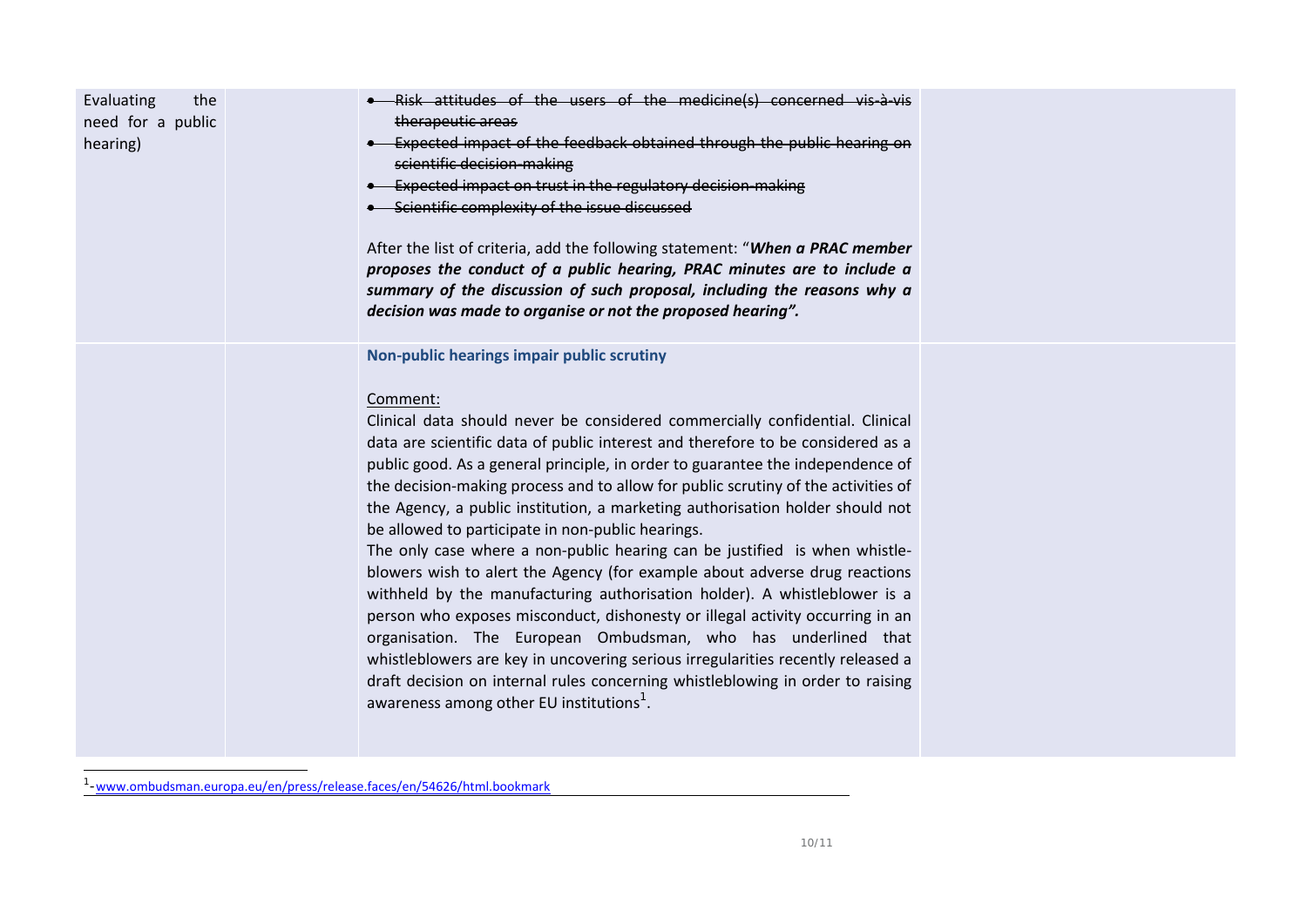| | | | |
|---|---|---|---|
| Evaluating the need for a public hearing) | | ~~• Risk attitudes of the users of the medicine(s) concerned vis-à-vis therapeutic areas~~<br>~~• Expected impact of the feedback obtained through the public hearing on scientific decision-making~~<br>~~• Expected impact on trust in the regulatory decision-making~~<br>~~• Scientific complexity of the issue discussed~~<br><br>After the list of criteria, add the following statement: "***When a PRAC member proposes the conduct of a public hearing, PRAC minutes are to include a summary of the discussion of such proposal, including the reasons why a decision was made to organise or not the proposed hearing".*** | |
| | | **Non-public hearings impair public scrutiny**<br><br>Comment:<br>Clinical data should never be considered commercially confidential. Clinical data are scientific data of public interest and therefore to be considered as a public good. As a general principle, in order to guarantee the independence of the decision-making process and to allow for public scrutiny of the activities of the Agency, a public institution, a marketing authorisation holder should not be allowed to participate in non-public hearings.<br>The only case where a non-public hearing can be justified is when whistle-blowers wish to alert the Agency (for example about adverse drug reactions withheld by the manufacturing authorisation holder). A whistleblower is a person who exposes misconduct, dishonesty or illegal activity occurring in an organisation. The European Ombudsman, who has underlined that whistleblowers are key in uncovering serious irregularities recently released a draft decision on internal rules concerning whistleblowing in order to raising awareness among other EU institutions[1]. | |

[1]- www.ombudsman.europa.eu/en/press/release.faces/en/54626/html.bookmark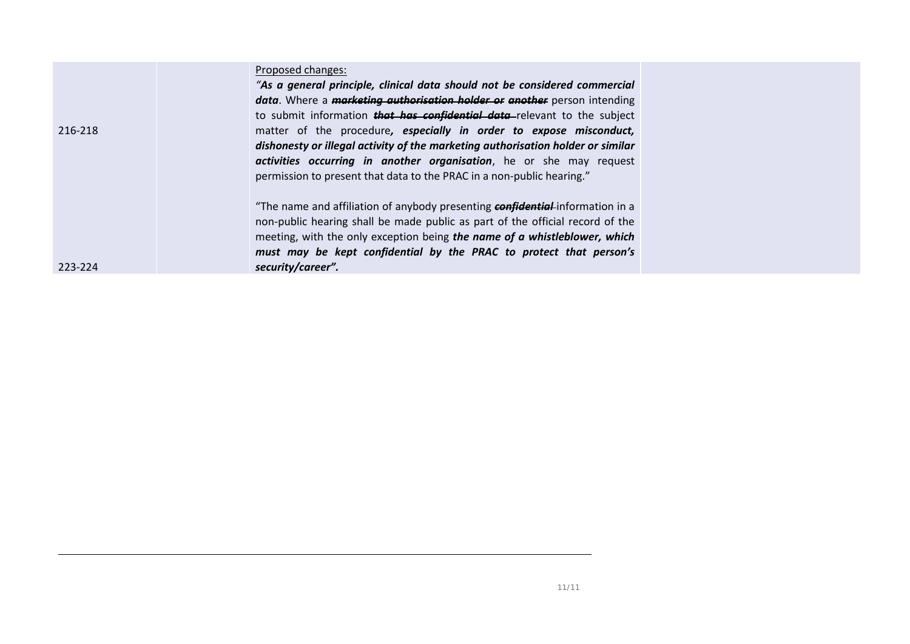| | | | |
|---|---|---|---|
| 216-218<br><br>223-224 | | Proposed changes:<br>*"**As a general principle, clinical data should not be considered commercial data**. Where a* ~~***marketing authorisation holder or another***~~ person intending to submit information ~~***that has confidential data***~~ relevant to the subject matter of the procedure***, especially in order to expose misconduct, dishonesty or illegal activity of the marketing authorisation holder or similar activities occurring in another organisation***, he or she may request permission to present that data to the PRAC in a non-public hearing."<br><br>"The name and affiliation of anybody presenting ~~***confidential***~~ information in a non-public hearing shall be made public as part of the official record of the meeting, with the only exception being ***the name of a whistleblower, which must may be kept confidential by the PRAC to protect that person's security/career".*** | |